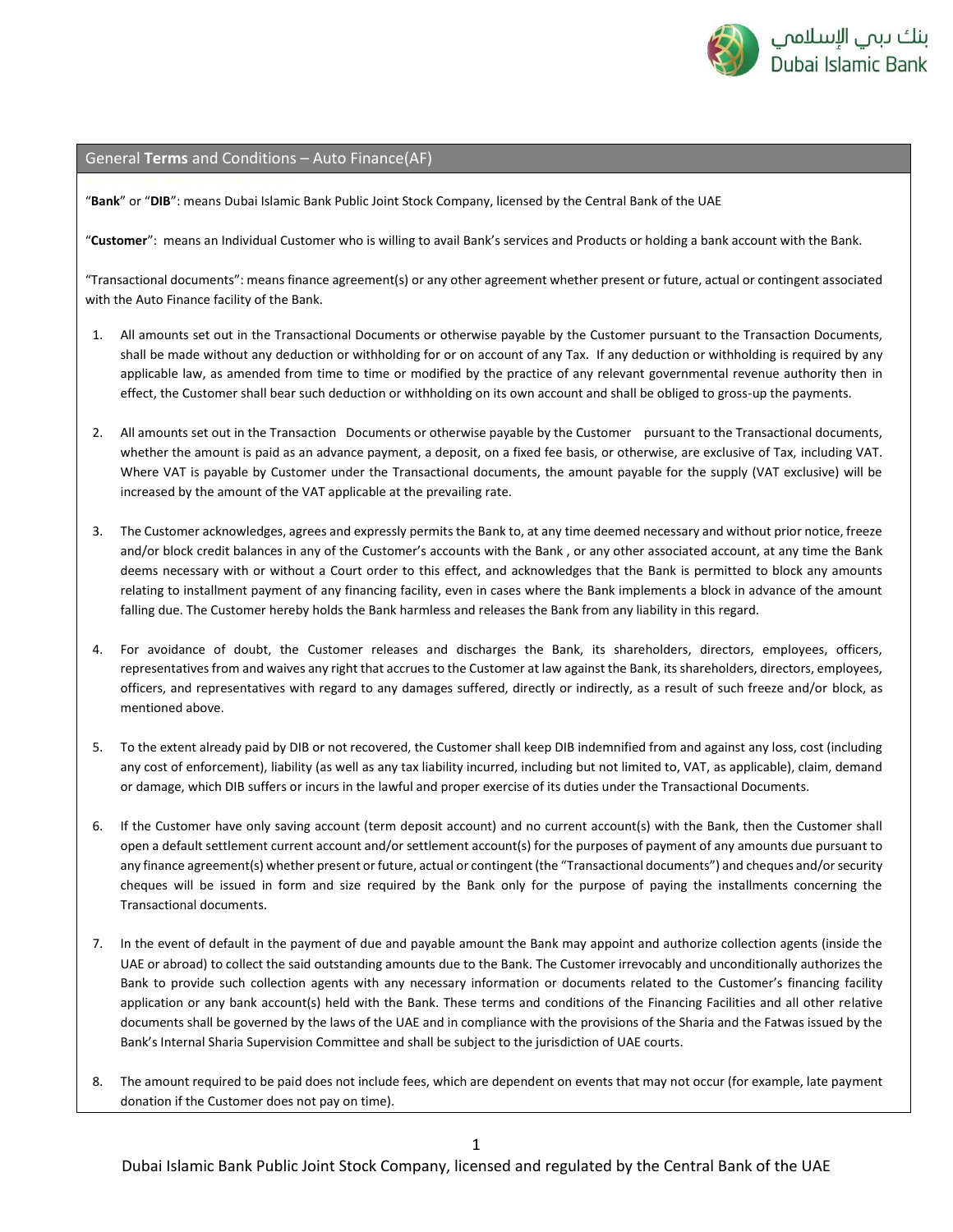## General **Terms** and Conditions – Auto Finance(AF)

"**Bank**" or "**DIB**": means Dubai Islamic Bank Public Joint Stock Company, licensed by the Central Bank of the UAE

"**Customer**": means an Individual Customer who is willing to avail Bank's services and Products or holding a bank account with the Bank.

"Transactional documents": means finance agreement(s) or any other agreement whether present or future, actual or contingent associated with the Auto Finance facility of the Bank.

1. All amounts set out in the Transactional Documents or otherwise payable by the Customer pursuant to the Transaction Documents, shall be made without any deduction or withholding for or on account of any Tax. If any deduction or withholding is required by any applicable law, as amended from time to time or modified by the practice of any relevant governmental revenue authority then in effect, the Customer shall bear such deduction or withholding on its own account and shall be obliged to gross-up the payments.

2. All amounts set out in the Transaction Documents or otherwise payable by the Customer pursuant to the Transactional documents, whether the amount is paid as an advance payment, a deposit, on a fixed fee basis, or otherwise, are exclusive of Tax, including VAT. Where VAT is payable by Customer under the Transactional documents, the amount payable for the supply (VAT exclusive) will be increased by the amount of the VAT applicable at the prevailing rate.

3. The Customer acknowledges, agrees and expressly permits the Bank to, at any time deemed necessary and without prior notice, freeze and/or block credit balances in any of the Customer's accounts with the Bank , or any other associated account, at any time the Bank deems necessary with or without a Court order to this effect, and acknowledges that the Bank is permitted to block any amounts relating to installment payment of any financing facility, even in cases where the Bank implements a block in advance of the amount falling due. The Customer hereby holds the Bank harmless and releases the Bank from any liability in this regard.

4. For avoidance of doubt, the Customer releases and discharges the Bank, its shareholders, directors, employees, officers, representatives from and waives any right that accrues to the Customer at law against the Bank, its shareholders, directors, employees, officers, and representatives with regard to any damages suffered, directly or indirectly, as a result of such freeze and/or block, as mentioned above.

5. To the extent already paid by DIB or not recovered, the Customer shall keep DIB indemnified from and against any loss, cost (including any cost of enforcement), liability (as well as any tax liability incurred, including but not limited to, VAT, as applicable), claim, demand or damage, which DIB suffers or incurs in the lawful and proper exercise of its duties under the Transactional Documents.

6. If the Customer have only saving account (term deposit account) and no current account(s) with the Bank, then the Customer shall open a default settlement current account and/or settlement account(s) for the purposes of payment of any amounts due pursuant to any finance agreement(s) whether present or future, actual or contingent (the "Transactional documents") and cheques and/or security cheques will be issued in form and size required by the Bank only for the purpose of paying the installments concerning the Transactional documents.

7. In the event of default in the payment of due and payable amount the Bank may appoint and authorize collection agents (inside the UAE or abroad) to collect the said outstanding amounts due to the Bank. The Customer irrevocably and unconditionally authorizes the Bank to provide such collection agents with any necessary information or documents related to the Customer's financing facility application or any bank account(s) held with the Bank. These terms and conditions of the Financing Facilities and all other relative documents shall be governed by the laws of the UAE and in compliance with the provisions of the Sharia and the Fatwas issued by the Bank's Internal Sharia Supervision Committee and shall be subject to the jurisdiction of UAE courts.

8. The amount required to be paid does not include fees, which are dependent on events that may not occur (for example, late payment donation if the Customer does not pay on time).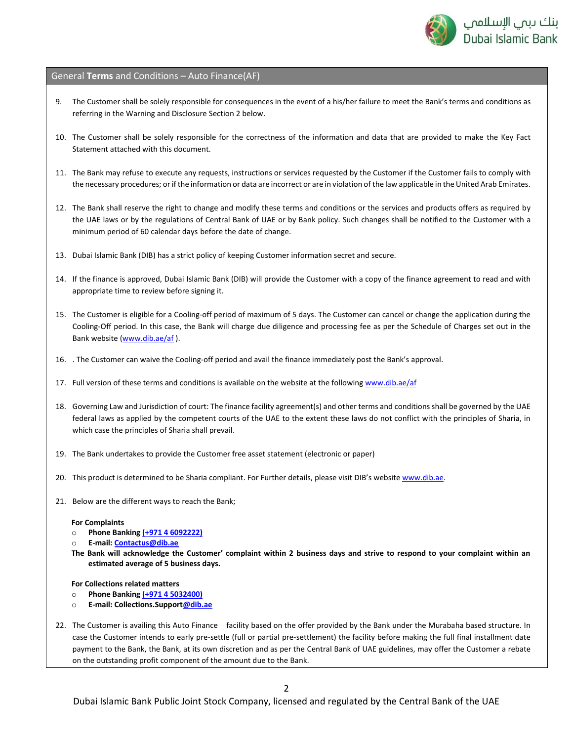## General **Terms** and Conditions – Auto Finance(AF)

9. The Customer shall be solely responsible for consequences in the event of a his/her failure to meet the Bank's terms and conditions as referring in the Warning and Disclosure Section 2 below.

10. The Customer shall be solely responsible for the correctness of the information and data that are provided to make the Key Fact Statement attached with this document.

11. The Bank may refuse to execute any requests, instructions or services requested by the Customer if the Customer fails to comply with the necessary procedures; or if the information or data are incorrect or are in violation of the law applicable in the United Arab Emirates.

12. The Bank shall reserve the right to change and modify these terms and conditions or the services and products offers as required by the UAE laws or by the regulations of Central Bank of UAE or by Bank policy. Such changes shall be notified to the Customer with a minimum period of 60 calendar days before the date of change.

13. Dubai Islamic Bank (DIB) has a strict policy of keeping Customer information secret and secure.

14. If the finance is approved, Dubai Islamic Bank (DIB) will provide the Customer with a copy of the finance agreement to read and with appropriate time to review before signing it.

15. The Customer is eligible for a Cooling-off period of maximum of 5 days. The Customer can cancel or change the application during the Cooling-Off period. In this case, the Bank will charge due diligence and processing fee as per the Schedule of Charges set out in the Bank website (www.dib.ae/af ).

16. . The Customer can waive the Cooling-off period and avail the finance immediately post the Bank's approval.

17. Full version of these terms and conditions is available on the website at the following www.dib.ae/af

18. Governing Law and Jurisdiction of court: The finance facility agreement(s) and other terms and conditions shall be governed by the UAE federal laws as applied by the competent courts of the UAE to the extent these laws do not conflict with the principles of Sharia, in which case the principles of Sharia shall prevail.

19. The Bank undertakes to provide the Customer free asset statement (electronic or paper)

20. This product is determined to be Sharia compliant. For Further details, please visit DIB's website www.dib.ae.

21. Below are the different ways to reach the Bank;

    **For Complaints**
    - **Phone Banking (+971 4 6092222)**
    - **E-mail: Contactus@dib.ae**

    **The Bank will acknowledge the Customer' complaint within 2 business days and strive to respond to your complaint within an estimated average of 5 business days.**

    **For Collections related matters**
    - **Phone Banking (+971 4 5032400)**
    - **E-mail: Collections.Support@dib.ae**

22. The Customer is availing this Auto Finance facility based on the offer provided by the Bank under the Murabaha based structure. In case the Customer intends to early pre-settle (full or partial pre-settlement) the facility before making the full final installment date payment to the Bank, the Bank, at its own discretion and as per the Central Bank of UAE guidelines, may offer the Customer a rebate on the outstanding profit component of the amount due to the Bank.

Dubai Islamic Bank Public Joint Stock Company, licensed and regulated by the Central Bank of the UAE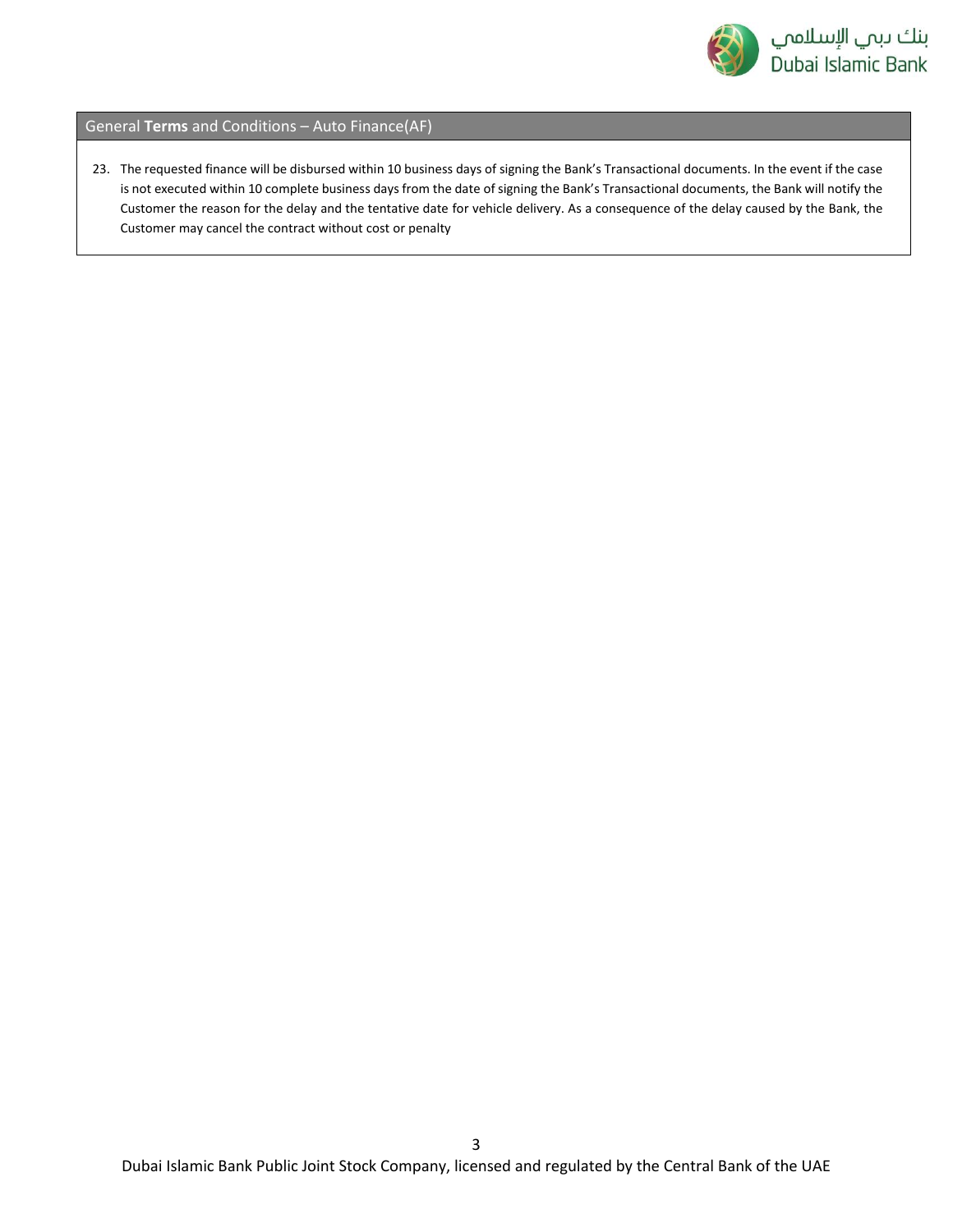## General **Terms** and Conditions – Auto Finance(AF)

23. The requested finance will be disbursed within 10 business days of signing the Bank's Transactional documents. In the event if the case is not executed within 10 complete business days from the date of signing the Bank's Transactional documents, the Bank will notify the Customer the reason for the delay and the tentative date for vehicle delivery. As a consequence of the delay caused by the Bank, the Customer may cancel the contract without cost or penalty